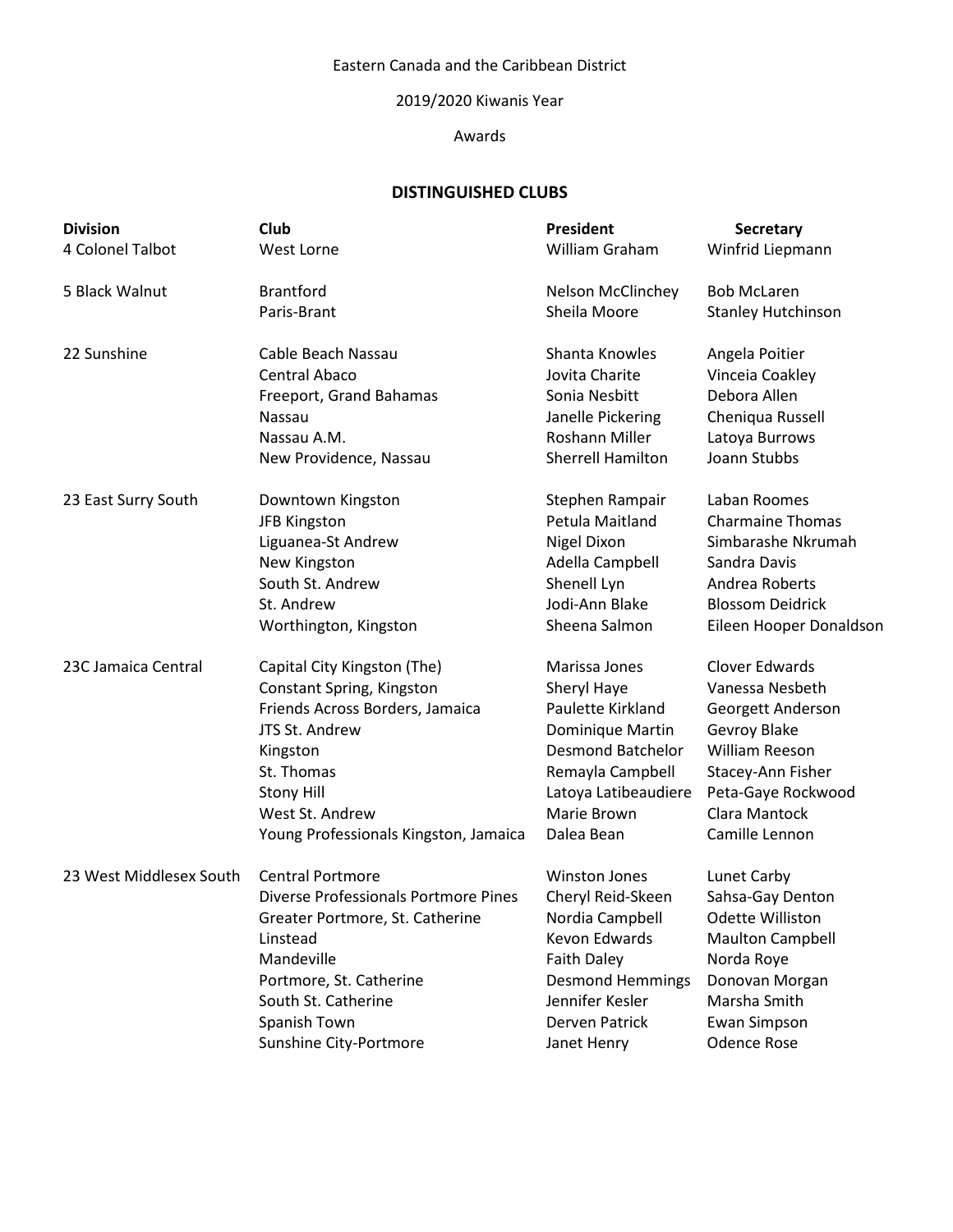Eastern Canada and the Caribbean District

2019/2020 Kiwanis Year

Awards

## DISTINGUISHED CLUBS

| Division | Club | President | Secretary |
|---|---|---|---|
| 4 Colonel Talbot | West Lorne | William Graham | Winfrid Liepmann |
| 5 Black Walnut | Brantford | Nelson McClinchey | Bob McLaren |
| | Paris-Brant | Sheila Moore | Stanley Hutchinson |
| 22 Sunshine | Cable Beach Nassau | Shanta Knowles | Angela Poitier |
| | Central Abaco | Jovita Charite | Vinceia Coakley |
| | Freeport, Grand Bahamas | Sonia Nesbitt | Debora Allen |
| | Nassau | Janelle Pickering | Cheniqua Russell |
| | Nassau A.M. | Roshann Miller | Latoya Burrows |
| | New Providence, Nassau | Sherrell Hamilton | Joann Stubbs |
| 23 East Surry South | Downtown Kingston | Stephen Rampair | Laban Roomes |
| | JFB Kingston | Petula Maitland | Charmaine Thomas |
| | Liguanea-St Andrew | Nigel Dixon | Simbarashe Nkrumah |
| | New Kingston | Adella Campbell | Sandra Davis |
| | South St. Andrew | Shenell Lyn | Andrea Roberts |
| | St. Andrew | Jodi-Ann Blake | Blossom Deidrick |
| | Worthington, Kingston | Sheena Salmon | Eileen Hooper Donaldson |
| 23C Jamaica Central | Capital City Kingston (The) | Marissa Jones | Clover Edwards |
| | Constant Spring, Kingston | Sheryl Haye | Vanessa Nesbeth |
| | Friends Across Borders, Jamaica | Paulette Kirkland | Georgett Anderson |
| | JTS St. Andrew | Dominique Martin | Gevroy Blake |
| | Kingston | Desmond Batchelor | William Reeson |
| | St. Thomas | Remayla Campbell | Stacey-Ann Fisher |
| | Stony Hill | Latoya Latibeaudiere | Peta-Gaye Rockwood |
| | West St. Andrew | Marie Brown | Clara Mantock |
| | Young Professionals Kingston, Jamaica | Dalea Bean | Camille Lennon |
| 23 West Middlesex South | Central Portmore | Winston Jones | Lunet Carby |
| | Diverse Professionals Portmore Pines | Cheryl Reid-Skeen | Sahsa-Gay Denton |
| | Greater Portmore, St. Catherine | Nordia Campbell | Odette Williston |
| | Linstead | Kevon Edwards | Maulton Campbell |
| | Mandeville | Faith Daley | Norda Roye |
| | Portmore, St. Catherine | Desmond Hemmings | Donovan Morgan |
| | South St. Catherine | Jennifer Kesler | Marsha Smith |
| | Spanish Town | Derven Patrick | Ewan Simpson |
| | Sunshine City-Portmore | Janet Henry | Odence Rose |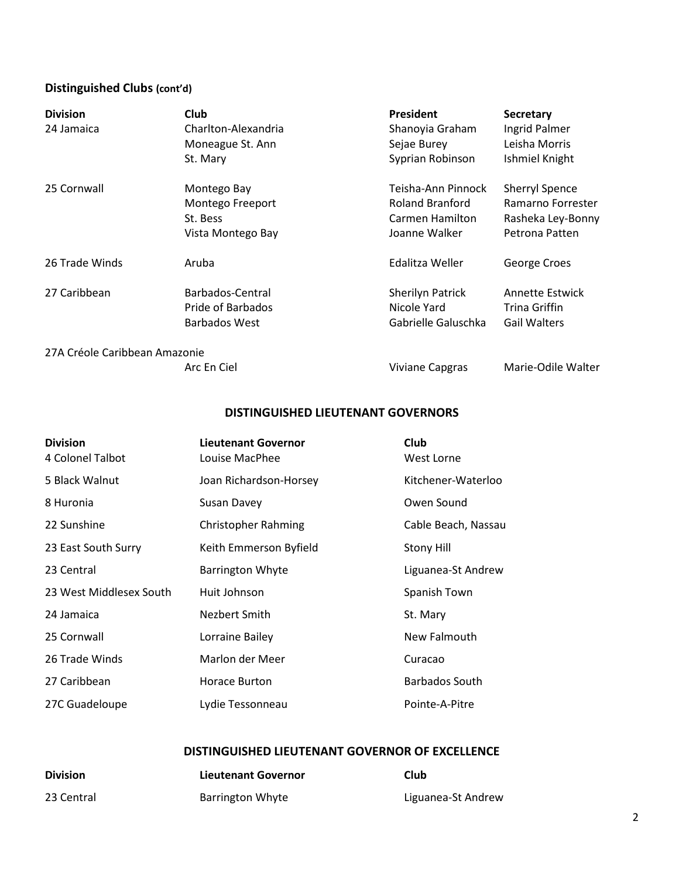### Distinguished Clubs (cont'd)

| Division | Club | President | Secretary |
| --- | --- | --- | --- |
| 24 Jamaica | Charlton-Alexandria | Shanoyia Graham | Ingrid Palmer |
| | Moneague St. Ann | Sejae Burey | Leisha Morris |
| | St. Mary | Syprian Robinson | Ishmiel Knight |
| 25 Cornwall | Montego Bay | Teisha-Ann Pinnock | Sherryl Spence |
| | Montego Freeport | Roland Branford | Ramarno Forrester |
| | St. Bess | Carmen Hamilton | Rasheka Ley-Bonny |
| | Vista Montego Bay | Joanne Walker | Petrona Patten |
| 26 Trade Winds | Aruba | Edalitza Weller | George Croes |
| 27 Caribbean | Barbados-Central | Sherilyn Patrick | Annette Estwick |
| | Pride of Barbados | Nicole Yard | Trina Griffin |
| | Barbados West | Gabrielle Galuschka | Gail Walters |
| 27A Créole Caribbean Amazonie | Arc En Ciel | Viviane Capgras | Marie-Odile Walter |

## DISTINGUISHED LIEUTENANT GOVERNORS

| Division | Lieutenant Governor | Club |
| --- | --- | --- |
| 4 Colonel Talbot | Louise MacPhee | West Lorne |
| 5 Black Walnut | Joan Richardson-Horsey | Kitchener-Waterloo |
| 8 Huronia | Susan Davey | Owen Sound |
| 22 Sunshine | Christopher Rahming | Cable Beach, Nassau |
| 23 East South Surry | Keith Emmerson Byfield | Stony Hill |
| 23 Central | Barrington Whyte | Liguanea-St Andrew |
| 23 West Middlesex South | Huit Johnson | Spanish Town |
| 24 Jamaica | Nezbert Smith | St. Mary |
| 25 Cornwall | Lorraine Bailey | New Falmouth |
| 26 Trade Winds | Marlon der Meer | Curacao |
| 27 Caribbean | Horace Burton | Barbados South |
| 27C Guadeloupe | Lydie Tessonneau | Pointe-A-Pitre |

## DISTINGUISHED LIEUTENANT GOVERNOR OF EXCELLENCE

| Division | Lieutenant Governor | Club |
| --- | --- | --- |
| 23 Central | Barrington Whyte | Liguanea-St Andrew |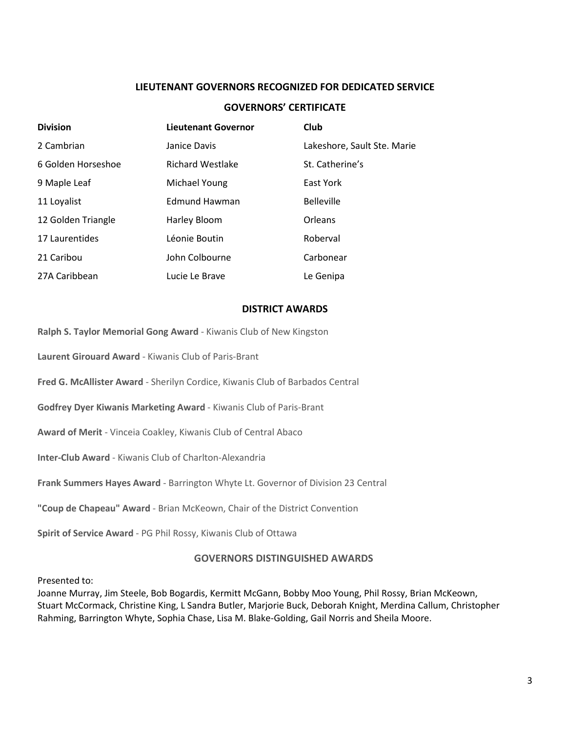## LIEUTENANT GOVERNORS RECOGNIZED FOR DEDICATED SERVICE

### GOVERNORS' CERTIFICATE

| Division | Lieutenant Governor | Club |
|---|---|---|
| 2 Cambrian | Janice Davis | Lakeshore, Sault Ste. Marie |
| 6 Golden Horseshoe | Richard Westlake | St. Catherine's |
| 9 Maple Leaf | Michael Young | East York |
| 11 Loyalist | Edmund Hawman | Belleville |
| 12 Golden Triangle | Harley Bloom | Orleans |
| 17 Laurentides | Léonie Boutin | Roberval |
| 21 Caribou | John Colbourne | Carbonear |
| 27A Caribbean | Lucie Le Brave | Le Genipa |

### DISTRICT AWARDS

**Ralph S. Taylor Memorial Gong Award** - Kiwanis Club of New Kingston

**Laurent Girouard Award** - Kiwanis Club of Paris-Brant

**Fred G. McAllister Award** - Sherilyn Cordice, Kiwanis Club of Barbados Central

**Godfrey Dyer Kiwanis Marketing Award** - Kiwanis Club of Paris-Brant

**Award of Merit** - Vinceia Coakley, Kiwanis Club of Central Abaco

**Inter-Club Award** - Kiwanis Club of Charlton-Alexandria

**Frank Summers Hayes Award** - Barrington Whyte Lt. Governor of Division 23 Central

**"Coup de Chapeau" Award** - Brian McKeown, Chair of the District Convention

**Spirit of Service Award** - PG Phil Rossy, Kiwanis Club of Ottawa

### GOVERNORS DISTINGUISHED AWARDS

Presented to:
Joanne Murray, Jim Steele, Bob Bogardis, Kermitt McGann, Bobby Moo Young, Phil Rossy, Brian McKeown, Stuart McCormack, Christine King, L Sandra Butler, Marjorie Buck, Deborah Knight, Merdina Callum, Christopher Rahming, Barrington Whyte, Sophia Chase, Lisa M. Blake-Golding, Gail Norris and Sheila Moore.